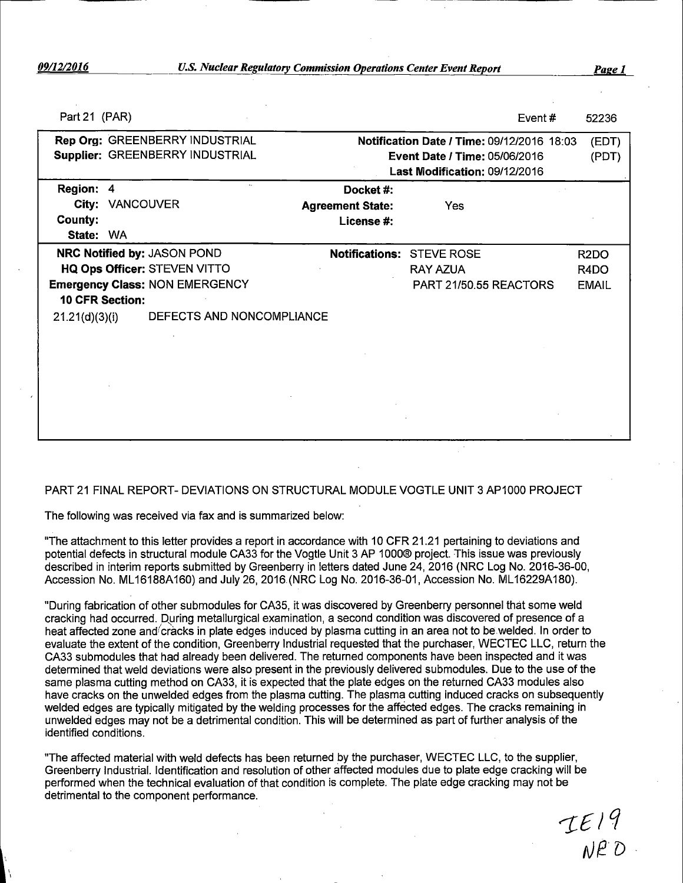Part 21 (PAR) | Event # 52236

| | | | |
|---|---|---|---|
| **Rep Org:** GREENBERRY INDUSTRIAL | | **Notification Date / Time:** 09/12/2016 18:03 | (EDT) |
| **Supplier:** GREENBERRY INDUSTRIAL | | **Event Date / Time:** 05/06/2016 | (PDT) |
| | | **Last Modification:** 09/12/2016 | |
| **Region:** 4 | **Docket #:** | | |
| **City:** VANCOUVER | **Agreement State:** | Yes | |
| **County:** | **License #:** | | |
| **State:** WA | | | |
| **NRC Notified by:** JASON POND | **Notifications:** | STEVE ROSE | R2DO |
| **HQ Ops Officer:** STEVEN VITTO | | RAY AZUA | R4DO |
| **Emergency Class:** NON EMERGENCY | | PART 21/50.55 REACTORS | EMAIL |
| **10 CFR Section:** | | | |
| 21.21(d)(3)(i) DEFECTS AND NONCOMPLIANCE | | | |

PART 21 FINAL REPORT- DEVIATIONS ON STRUCTURAL MODULE VOGTLE UNIT 3 AP1000 PROJECT

The following was received via fax and is summarized below:

"The attachment to this letter provides a report in accordance with 10 CFR 21.21 pertaining to deviations and potential defects in structural module CA33 for the Vogtle Unit 3 AP 1000® project. This issue was previously described in interim reports submitted by Greenberry in letters dated June 24, 2016 (NRC Log No. 2016-36-00, Accession No. ML16188A160) and July 26, 2016 (NRC Log No. 2016-36-01, Accession No. ML16229A180).

"During fabrication of other submodules for CA35, it was discovered by Greenberry personnel that some weld cracking had occurred. During metallurgical examination, a second condition was discovered of presence of a heat affected zone and cracks in plate edges induced by plasma cutting in an area not to be welded. In order to evaluate the extent of the condition, Greenberry Industrial requested that the purchaser, WECTEC LLC, return the CA33 submodules that had already been delivered. The returned components have been inspected and it was determined that weld deviations were also present in the previously delivered submodules. Due to the use of the same plasma cutting method on CA33, it is expected that the plate edges on the returned CA33 modules also have cracks on the unwelded edges from the plasma cutting. The plasma cutting induced cracks on subsequently welded edges are typically mitigated by the welding processes for the affected edges. The cracks remaining in unwelded edges may not be a detrimental condition. This will be determined as part of further analysis of the identified conditions.

"The affected material with weld defects has been returned by the purchaser, WECTEC LLC, to the supplier, Greenberry Industrial. Identification and resolution of other affected modules due to plate edge cracking will be performed when the technical evaluation of that condition is complete. The plate edge cracking may not be detrimental to the component performance.

IE19
NRD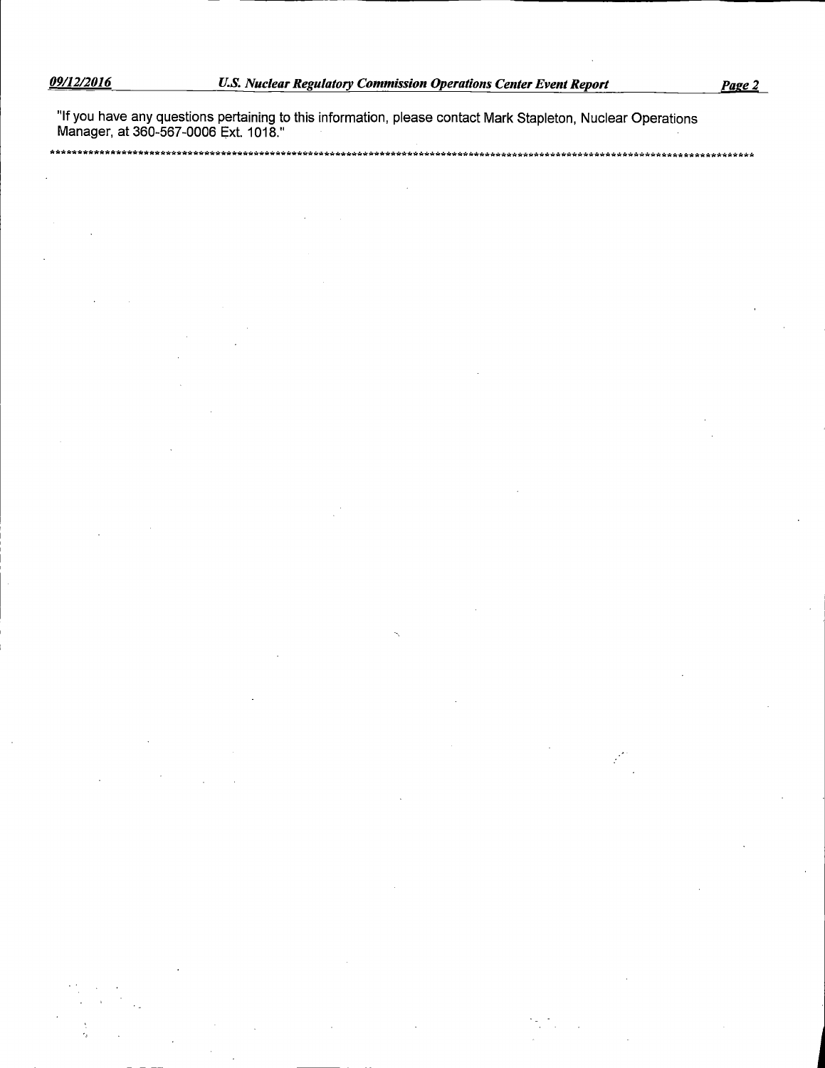"If you have any questions pertaining to this information, please contact Mark Stapleton, Nuclear Operations Manager, at 360-567-0006 Ext. 1018."

************************************************************************************************************************************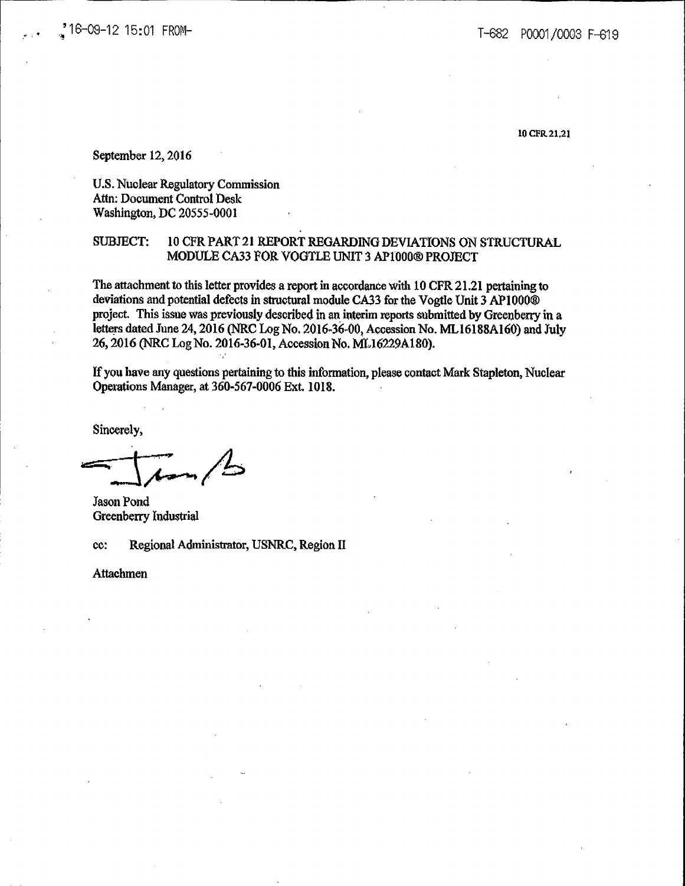10 CFR 21.21

September 12, 2016

U.S. Nuclear Regulatory Commission
Attn: Document Control Desk
Washington, DC 20555-0001

SUBJECT: 10 CFR PART 21 REPORT REGARDING DEVIATIONS ON STRUCTURAL MODULE CA33 FOR VOGTLE UNIT 3 AP1000® PROJECT

The attachment to this letter provides a report in accordance with 10 CFR 21.21 pertaining to deviations and potential defects in structural module CA33 for the Vogtle Unit 3 AP1000® project. This issue was previously described in an interim reports submitted by Greenberry in a letters dated June 24, 2016 (NRC Log No. 2016-36-00, Accession No. ML16188A160) and July 26, 2016 (NRC Log No. 2016-36-01, Accession No. ML16229A180).

If you have any questions pertaining to this information, please contact Mark Stapleton, Nuclear Operations Manager, at 360-567-0006 Ext. 1018.

Sincerely,

Jason Pond
Greenberry Industrial

cc: Regional Administrator, USNRC, Region II

Attachmen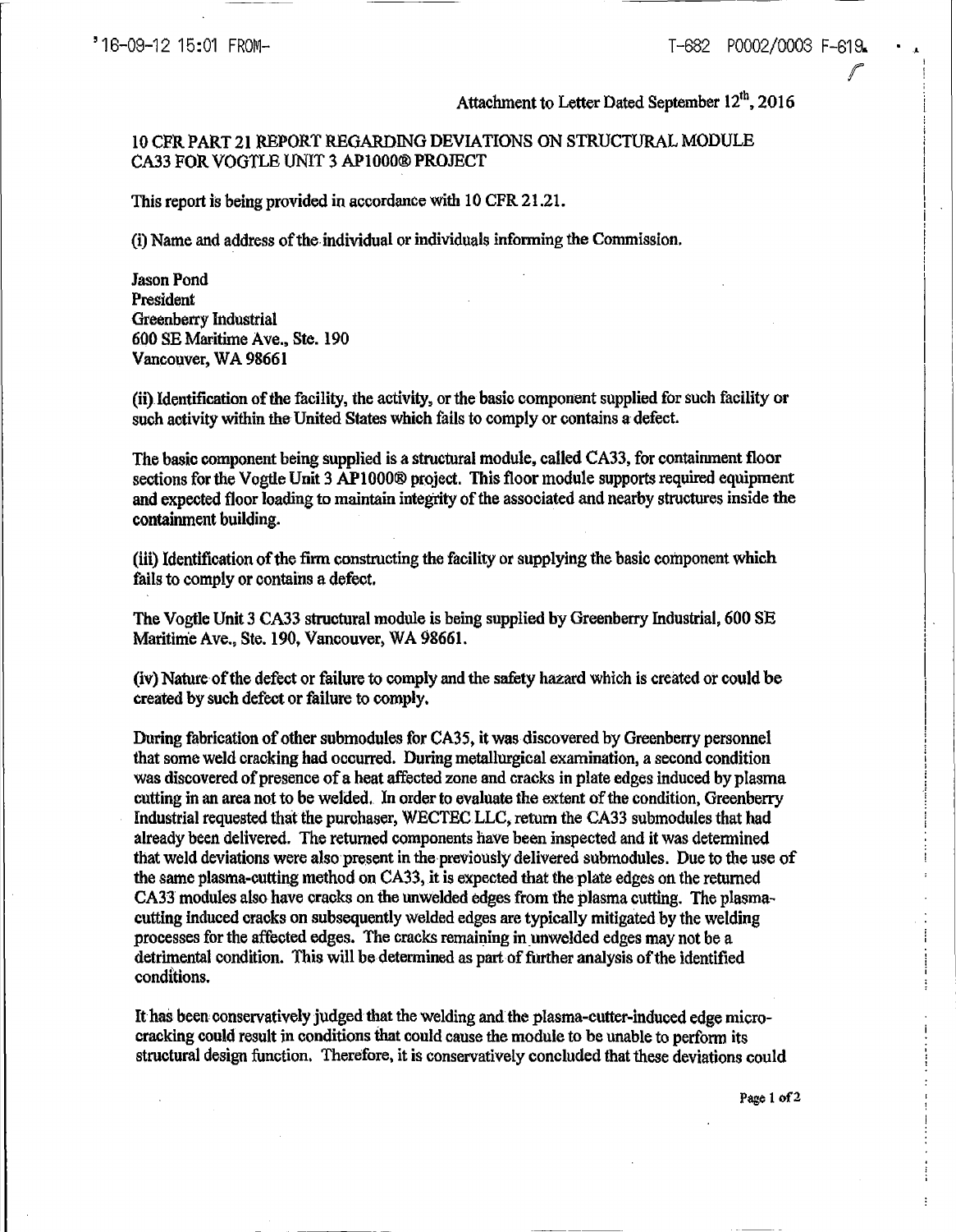Attachment to Letter Dated September 12th, 2016

10 CFR PART 21 REPORT REGARDING DEVIATIONS ON STRUCTURAL MODULE CA33 FOR VOGTLE UNIT 3 AP1000® PROJECT

This report is being provided in accordance with 10 CFR 21.21.

(i) Name and address of the individual or individuals informing the Commission.

Jason Pond
President
Greenberry Industrial
600 SE Maritime Ave., Ste. 190
Vancouver, WA 98661

(ii) Identification of the facility, the activity, or the basic component supplied for such facility or such activity within the United States which fails to comply or contains a defect.

The basic component being supplied is a structural module, called CA33, for containment floor sections for the Vogtle Unit 3 AP1000® project. This floor module supports required equipment and expected floor loading to maintain integrity of the associated and nearby structures inside the containment building.

(iii) Identification of the firm constructing the facility or supplying the basic component which fails to comply or contains a defect.

The Vogtle Unit 3 CA33 structural module is being supplied by Greenberry Industrial, 600 SE Maritime Ave., Ste. 190, Vancouver, WA 98661.

(iv) Nature of the defect or failure to comply and the safety hazard which is created or could be created by such defect or failure to comply.

During fabrication of other submodules for CA35, it was discovered by Greenberry personnel that some weld cracking had occurred. During metallurgical examination, a second condition was discovered of presence of a heat affected zone and cracks in plate edges induced by plasma cutting in an area not to be welded. In order to evaluate the extent of the condition, Greenberry Industrial requested that the purchaser, WECTEC LLC, return the CA33 submodules that had already been delivered. The returned components have been inspected and it was determined that weld deviations were also present in the previously delivered submodules. Due to the use of the same plasma-cutting method on CA33, it is expected that the plate edges on the returned CA33 modules also have cracks on the unwelded edges from the plasma cutting. The plasma-cutting induced cracks on subsequently welded edges are typically mitigated by the welding processes for the affected edges. The cracks remaining in unwelded edges may not be a detrimental condition. This will be determined as part of further analysis of the identified conditions.

It has been conservatively judged that the welding and the plasma-cutter-induced edge micro-cracking could result in conditions that could cause the module to be unable to perform its structural design function. Therefore, it is conservatively concluded that these deviations could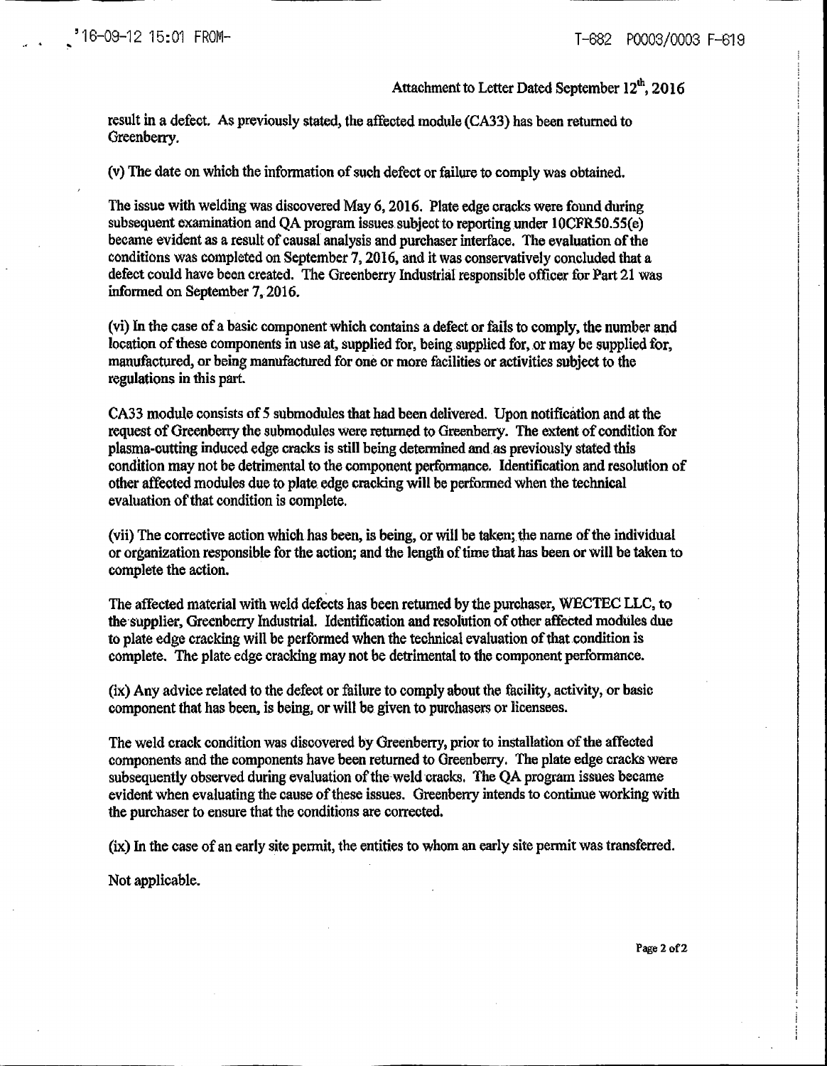Attachment to Letter Dated September 12th, 2016

result in a defect. As previously stated, the affected module (CA33) has been returned to Greenberry.

(v) The date on which the information of such defect or failure to comply was obtained.

The issue with welding was discovered May 6, 2016. Plate edge cracks were found during subsequent examination and QA program issues subject to reporting under 10CFR50.55(e) became evident as a result of causal analysis and purchaser interface. The evaluation of the conditions was completed on September 7, 2016, and it was conservatively concluded that a defect could have been created. The Greenberry Industrial responsible officer for Part 21 was informed on September 7, 2016.

(vi) In the case of a basic component which contains a defect or fails to comply, the number and location of these components in use at, supplied for, being supplied for, or may be supplied for, manufactured, or being manufactured for one or more facilities or activities subject to the regulations in this part.

CA33 module consists of 5 submodules that had been delivered. Upon notification and at the request of Greenberry the submodules were returned to Greenberry. The extent of condition for plasma-cutting induced edge cracks is still being determined and as previously stated this condition may not be detrimental to the component performance. Identification and resolution of other affected modules due to plate edge cracking will be performed when the technical evaluation of that condition is complete.

(vii) The corrective action which has been, is being, or will be taken; the name of the individual or organization responsible for the action; and the length of time that has been or will be taken to complete the action.

The affected material with weld defects has been returned by the purchaser, WECTEC LLC, to the supplier, Greenberry Industrial. Identification and resolution of other affected modules due to plate edge cracking will be performed when the technical evaluation of that condition is complete. The plate edge cracking may not be detrimental to the component performance.

(ix) Any advice related to the defect or failure to comply about the facility, activity, or basic component that has been, is being, or will be given to purchasers or licensees.

The weld crack condition was discovered by Greenberry, prior to installation of the affected components and the components have been returned to Greenberry. The plate edge cracks were subsequently observed during evaluation of the weld cracks. The QA program issues became evident when evaluating the cause of these issues. Greenberry intends to continue working with the purchaser to ensure that the conditions are corrected.

(ix) In the case of an early site permit, the entities to whom an early site permit was transferred.

Not applicable.